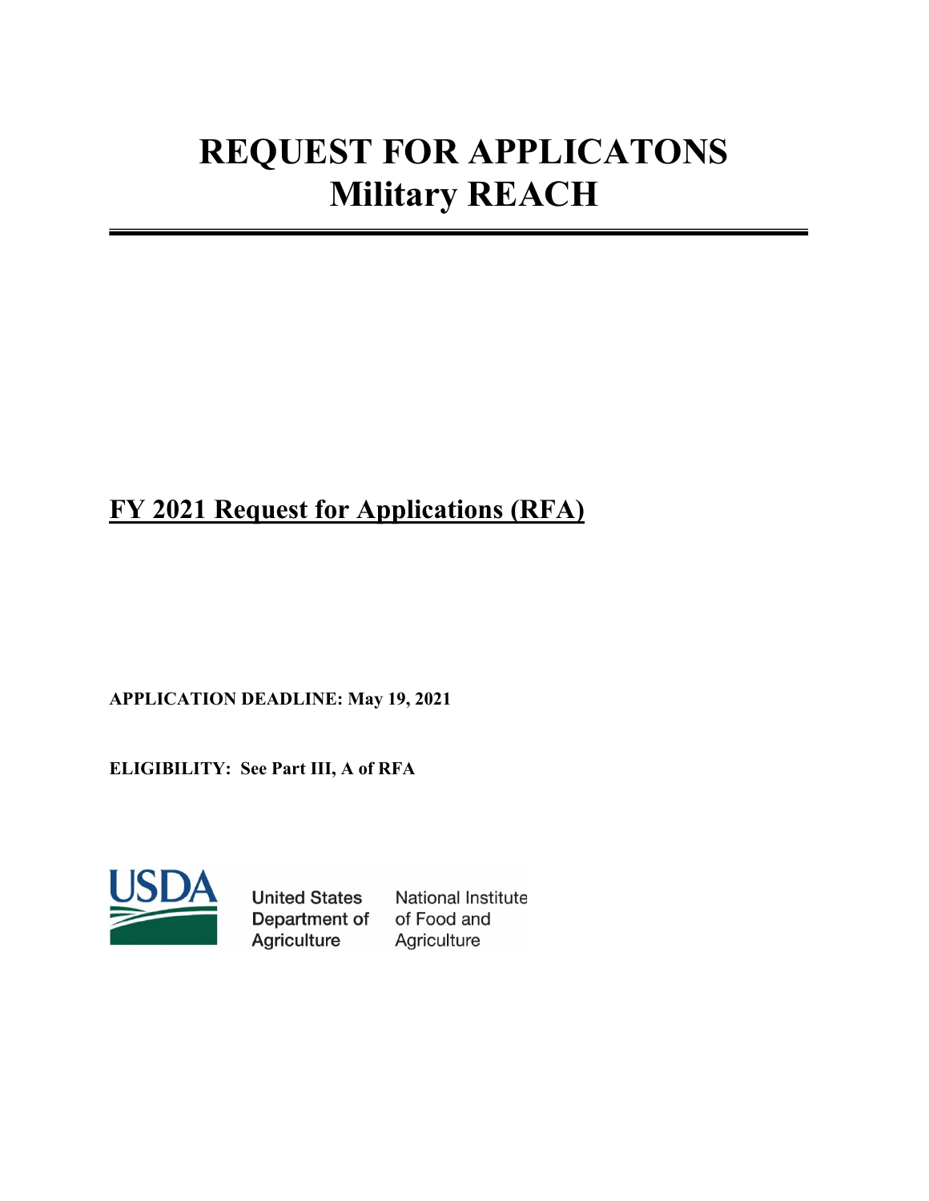# REQUEST FOR APPLICATONS
# Military REACH

## FY 2021 Request for Applications (RFA)

**APPLICATION DEADLINE: May 19, 2021**

**ELIGIBILITY: See Part III, A of RFA**

United States Department of Agriculture

National Institute of Food and Agriculture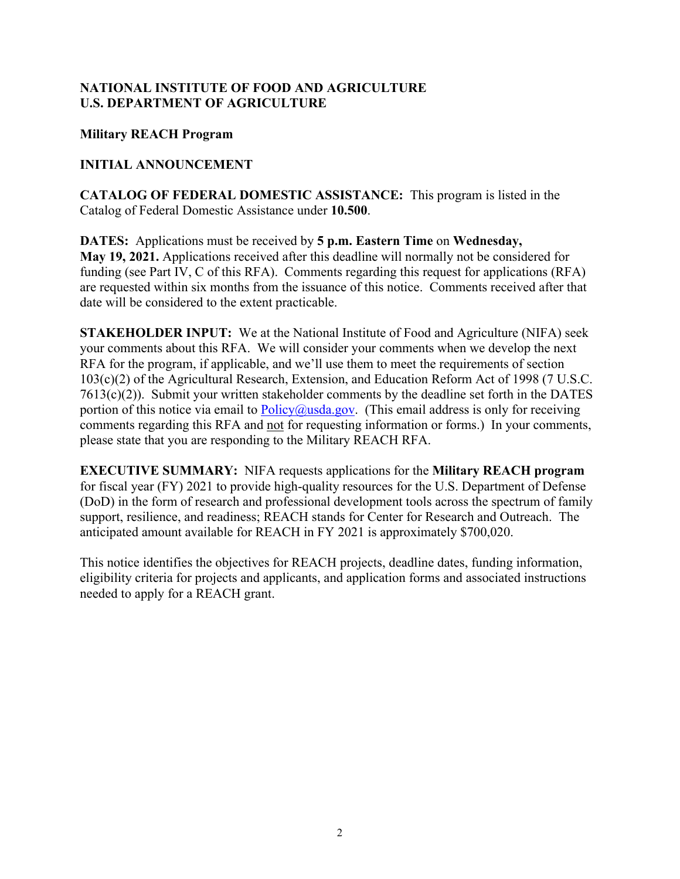**NATIONAL INSTITUTE OF FOOD AND AGRICULTURE**
**U.S. DEPARTMENT OF AGRICULTURE**

**Military REACH Program**

**INITIAL ANNOUNCEMENT**

**CATALOG OF FEDERAL DOMESTIC ASSISTANCE:** This program is listed in the Catalog of Federal Domestic Assistance under **10.500**.

**DATES:** Applications must be received by **5 p.m. Eastern Time** on **Wednesday, May 19, 2021.** Applications received after this deadline will normally not be considered for funding (see Part IV, C of this RFA). Comments regarding this request for applications (RFA) are requested within six months from the issuance of this notice. Comments received after that date will be considered to the extent practicable.

**STAKEHOLDER INPUT:** We at the National Institute of Food and Agriculture (NIFA) seek your comments about this RFA. We will consider your comments when we develop the next RFA for the program, if applicable, and we'll use them to meet the requirements of section 103(c)(2) of the Agricultural Research, Extension, and Education Reform Act of 1998 (7 U.S.C. 7613(c)(2)). Submit your written stakeholder comments by the deadline set forth in the DATES portion of this notice via email to Policy@usda.gov. (This email address is only for receiving comments regarding this RFA and not for requesting information or forms.) In your comments, please state that you are responding to the Military REACH RFA.

**EXECUTIVE SUMMARY:** NIFA requests applications for the **Military REACH program** for fiscal year (FY) 2021 to provide high-quality resources for the U.S. Department of Defense (DoD) in the form of research and professional development tools across the spectrum of family support, resilience, and readiness; REACH stands for Center for Research and Outreach. The anticipated amount available for REACH in FY 2021 is approximately $700,020.

This notice identifies the objectives for REACH projects, deadline dates, funding information, eligibility criteria for projects and applicants, and application forms and associated instructions needed to apply for a REACH grant.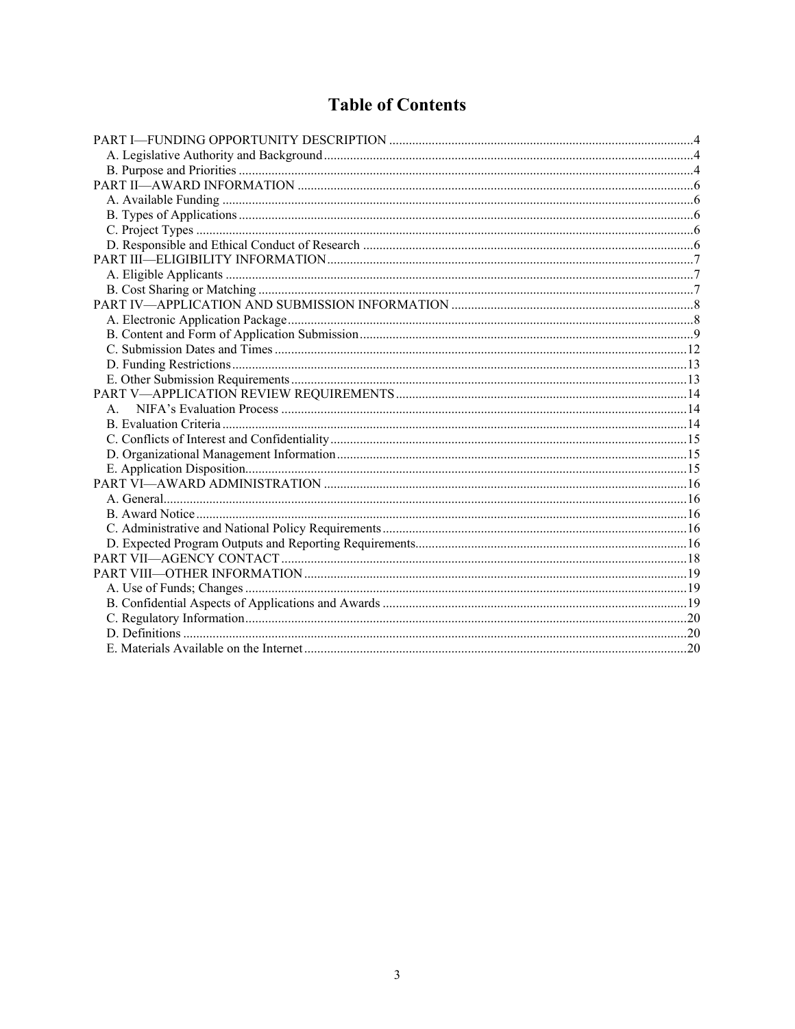# Table of Contents

PART I—FUNDING OPPORTUNITY DESCRIPTION ....................................................4
- A. Legislative Authority and Background ....................................................4
- B. Purpose and Priorities ....................................................4

PART II—AWARD INFORMATION ....................................................6
- A. Available Funding ....................................................6
- B. Types of Applications ....................................................6
- C. Project Types ....................................................6
- D. Responsible and Ethical Conduct of Research ....................................................6

PART III—ELIGIBILITY INFORMATION ....................................................7
- A. Eligible Applicants ....................................................7
- B. Cost Sharing or Matching ....................................................7

PART IV—APPLICATION AND SUBMISSION INFORMATION ....................................................8
- A. Electronic Application Package ....................................................8
- B. Content and Form of Application Submission ....................................................9
- C. Submission Dates and Times ....................................................12
- D. Funding Restrictions ....................................................13
- E. Other Submission Requirements ....................................................13

PART V—APPLICATION REVIEW REQUIREMENTS ....................................................14
- A. NIFA's Evaluation Process ....................................................14
- B. Evaluation Criteria ....................................................14
- C. Conflicts of Interest and Confidentiality ....................................................15
- D. Organizational Management Information ....................................................15
- E. Application Disposition ....................................................15

PART VI—AWARD ADMINISTRATION ....................................................16
- A. General ....................................................16
- B. Award Notice ....................................................16
- C. Administrative and National Policy Requirements ....................................................16
- D. Expected Program Outputs and Reporting Requirements ....................................................16

PART VII—AGENCY CONTACT ....................................................18

PART VIII—OTHER INFORMATION ....................................................19
- A. Use of Funds; Changes ....................................................19
- B. Confidential Aspects of Applications and Awards ....................................................19
- C. Regulatory Information ....................................................20
- D. Definitions ....................................................20
- E. Materials Available on the Internet ....................................................20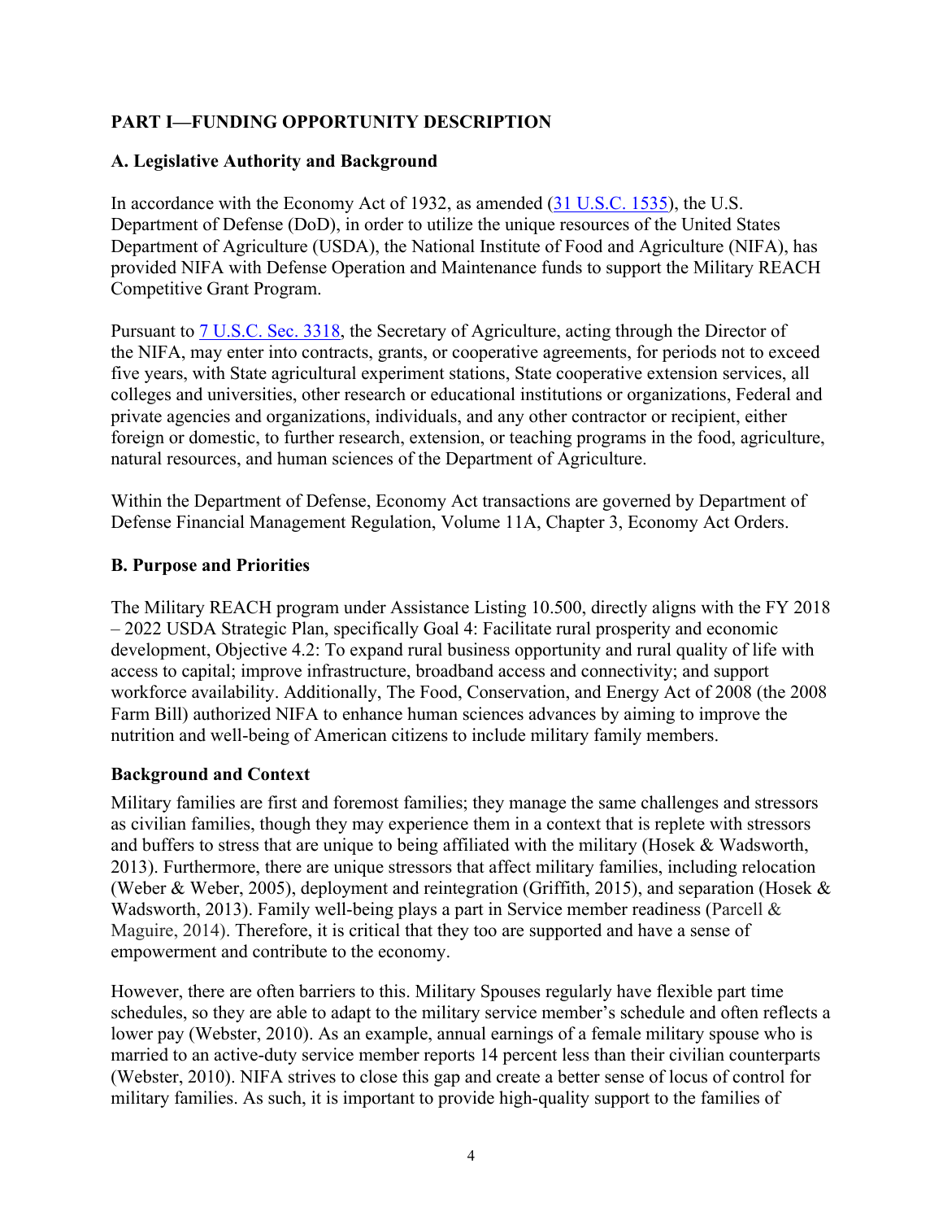## PART I—FUNDING OPPORTUNITY DESCRIPTION

### A. Legislative Authority and Background

In accordance with the Economy Act of 1932, as amended ([31 U.S.C. 1535](31 U.S.C. 1535)), the U.S. Department of Defense (DoD), in order to utilize the unique resources of the United States Department of Agriculture (USDA), the National Institute of Food and Agriculture (NIFA), has provided NIFA with Defense Operation and Maintenance funds to support the Military REACH Competitive Grant Program.

Pursuant to [7 U.S.C. Sec. 3318](7 U.S.C. Sec. 3318), the Secretary of Agriculture, acting through the Director of the NIFA, may enter into contracts, grants, or cooperative agreements, for periods not to exceed five years, with State agricultural experiment stations, State cooperative extension services, all colleges and universities, other research or educational institutions or organizations, Federal and private agencies and organizations, individuals, and any other contractor or recipient, either foreign or domestic, to further research, extension, or teaching programs in the food, agriculture, natural resources, and human sciences of the Department of Agriculture.

Within the Department of Defense, Economy Act transactions are governed by Department of Defense Financial Management Regulation, Volume 11A, Chapter 3, Economy Act Orders.

### B. Purpose and Priorities

The Military REACH program under Assistance Listing 10.500, directly aligns with the FY 2018 – 2022 USDA Strategic Plan, specifically Goal 4: Facilitate rural prosperity and economic development, Objective 4.2: To expand rural business opportunity and rural quality of life with access to capital; improve infrastructure, broadband access and connectivity; and support workforce availability. Additionally, The Food, Conservation, and Energy Act of 2008 (the 2008 Farm Bill) authorized NIFA to enhance human sciences advances by aiming to improve the nutrition and well-being of American citizens to include military family members.

**Background and Context**

Military families are first and foremost families; they manage the same challenges and stressors as civilian families, though they may experience them in a context that is replete with stressors and buffers to stress that are unique to being affiliated with the military (Hosek & Wadsworth, 2013). Furthermore, there are unique stressors that affect military families, including relocation (Weber & Weber, 2005), deployment and reintegration (Griffith, 2015), and separation (Hosek & Wadsworth, 2013). Family well-being plays a part in Service member readiness (Parcell & Maguire, 2014). Therefore, it is critical that they too are supported and have a sense of empowerment and contribute to the economy.

However, there are often barriers to this. Military Spouses regularly have flexible part time schedules, so they are able to adapt to the military service member's schedule and often reflects a lower pay (Webster, 2010). As an example, annual earnings of a female military spouse who is married to an active-duty service member reports 14 percent less than their civilian counterparts (Webster, 2010). NIFA strives to close this gap and create a better sense of locus of control for military families. As such, it is important to provide high-quality support to the families of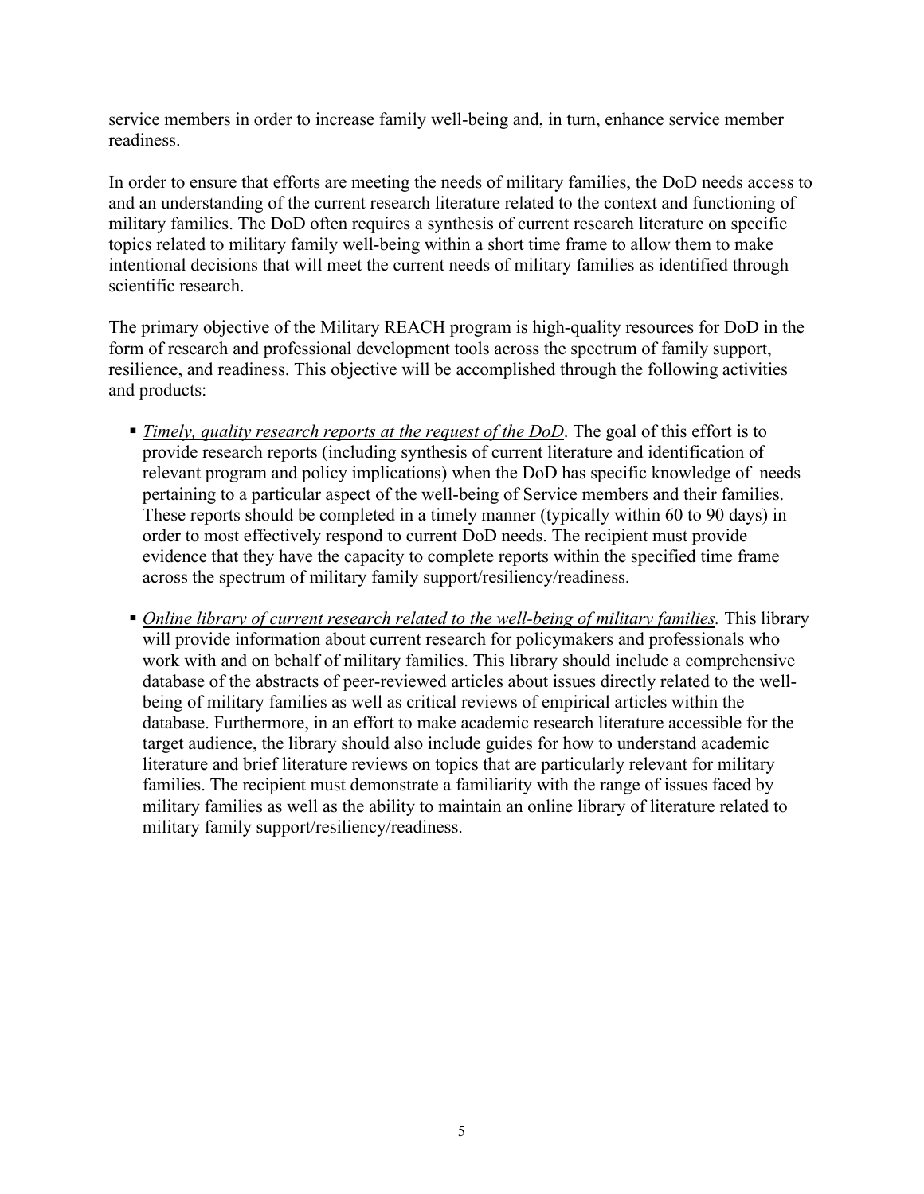service members in order to increase family well-being and, in turn, enhance service member readiness.

In order to ensure that efforts are meeting the needs of military families, the DoD needs access to and an understanding of the current research literature related to the context and functioning of military families. The DoD often requires a synthesis of current research literature on specific topics related to military family well-being within a short time frame to allow them to make intentional decisions that will meet the current needs of military families as identified through scientific research.

The primary objective of the Military REACH program is high-quality resources for DoD in the form of research and professional development tools across the spectrum of family support, resilience, and readiness. This objective will be accomplished through the following activities and products:

- *Timely, quality research reports at the request of the DoD*. The goal of this effort is to provide research reports (including synthesis of current literature and identification of relevant program and policy implications) when the DoD has specific knowledge of needs pertaining to a particular aspect of the well-being of Service members and their families. These reports should be completed in a timely manner (typically within 60 to 90 days) in order to most effectively respond to current DoD needs. The recipient must provide evidence that they have the capacity to complete reports within the specified time frame across the spectrum of military family support/resiliency/readiness.

- *Online library of current research related to the well-being of military families.* This library will provide information about current research for policymakers and professionals who work with and on behalf of military families. This library should include a comprehensive database of the abstracts of peer-reviewed articles about issues directly related to the well-being of military families as well as critical reviews of empirical articles within the database. Furthermore, in an effort to make academic research literature accessible for the target audience, the library should also include guides for how to understand academic literature and brief literature reviews on topics that are particularly relevant for military families. The recipient must demonstrate a familiarity with the range of issues faced by military families as well as the ability to maintain an online library of literature related to military family support/resiliency/readiness.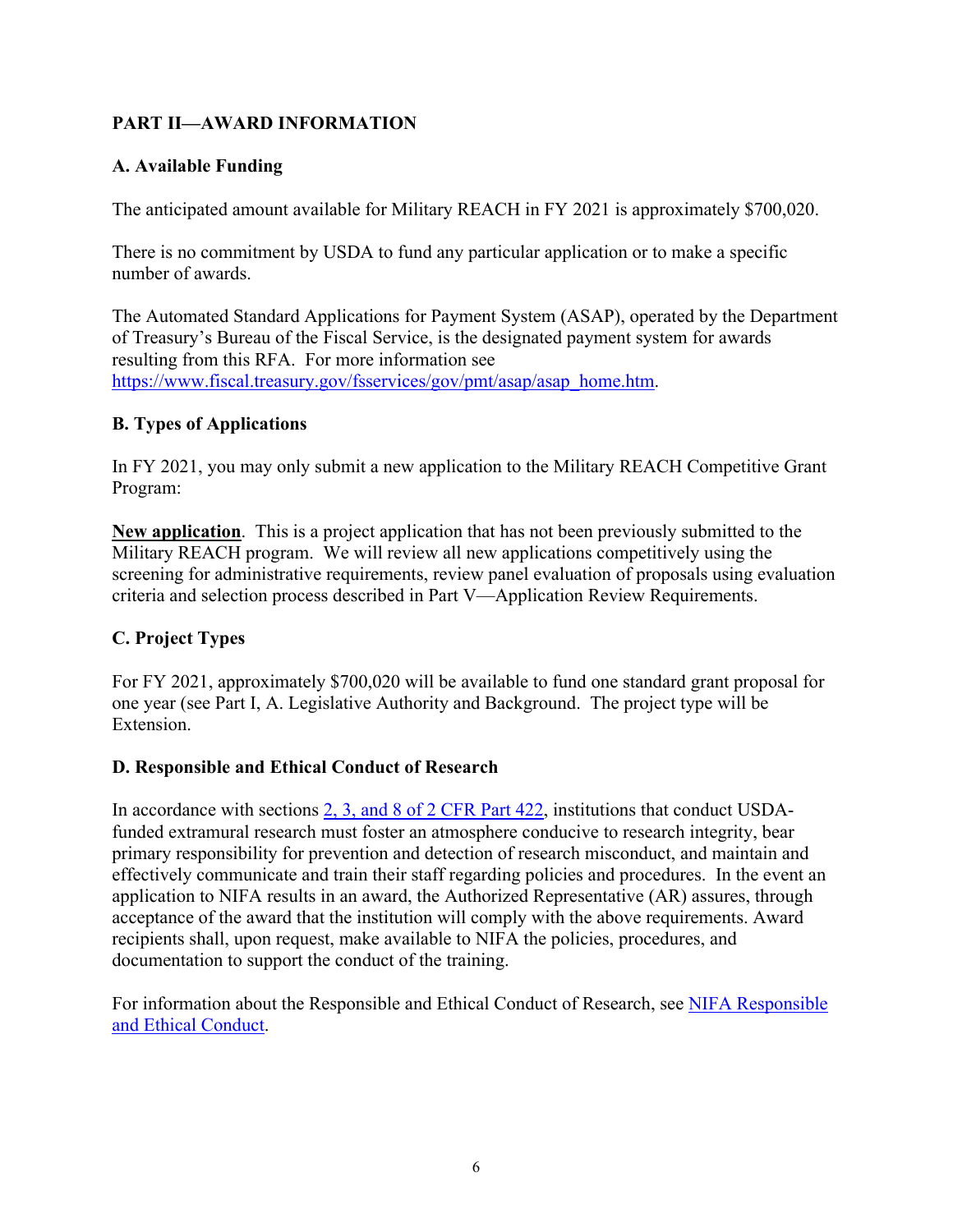## PART II—AWARD INFORMATION

### A. Available Funding

The anticipated amount available for Military REACH in FY 2021 is approximately $700,020.

There is no commitment by USDA to fund any particular application or to make a specific number of awards.

The Automated Standard Applications for Payment System (ASAP), operated by the Department of Treasury's Bureau of the Fiscal Service, is the designated payment system for awards resulting from this RFA. For more information see [https://www.fiscal.treasury.gov/fsservices/gov/pmt/asap/asap_home.htm](https://www.fiscal.treasury.gov/fsservices/gov/pmt/asap/asap_home.htm).

### B. Types of Applications

In FY 2021, you may only submit a new application to the Military REACH Competitive Grant Program:

**New application**. This is a project application that has not been previously submitted to the Military REACH program. We will review all new applications competitively using the screening for administrative requirements, review panel evaluation of proposals using evaluation criteria and selection process described in Part V—Application Review Requirements.

### C. Project Types

For FY 2021, approximately $700,020 will be available to fund one standard grant proposal for one year (see Part I, A. Legislative Authority and Background. The project type will be Extension.

### D. Responsible and Ethical Conduct of Research

In accordance with sections [2, 3, and 8 of 2 CFR Part 422](), institutions that conduct USDA-funded extramural research must foster an atmosphere conducive to research integrity, bear primary responsibility for prevention and detection of research misconduct, and maintain and effectively communicate and train their staff regarding policies and procedures. In the event an application to NIFA results in an award, the Authorized Representative (AR) assures, through acceptance of the award that the institution will comply with the above requirements. Award recipients shall, upon request, make available to NIFA the policies, procedures, and documentation to support the conduct of the training.

For information about the Responsible and Ethical Conduct of Research, see [NIFA Responsible and Ethical Conduct]().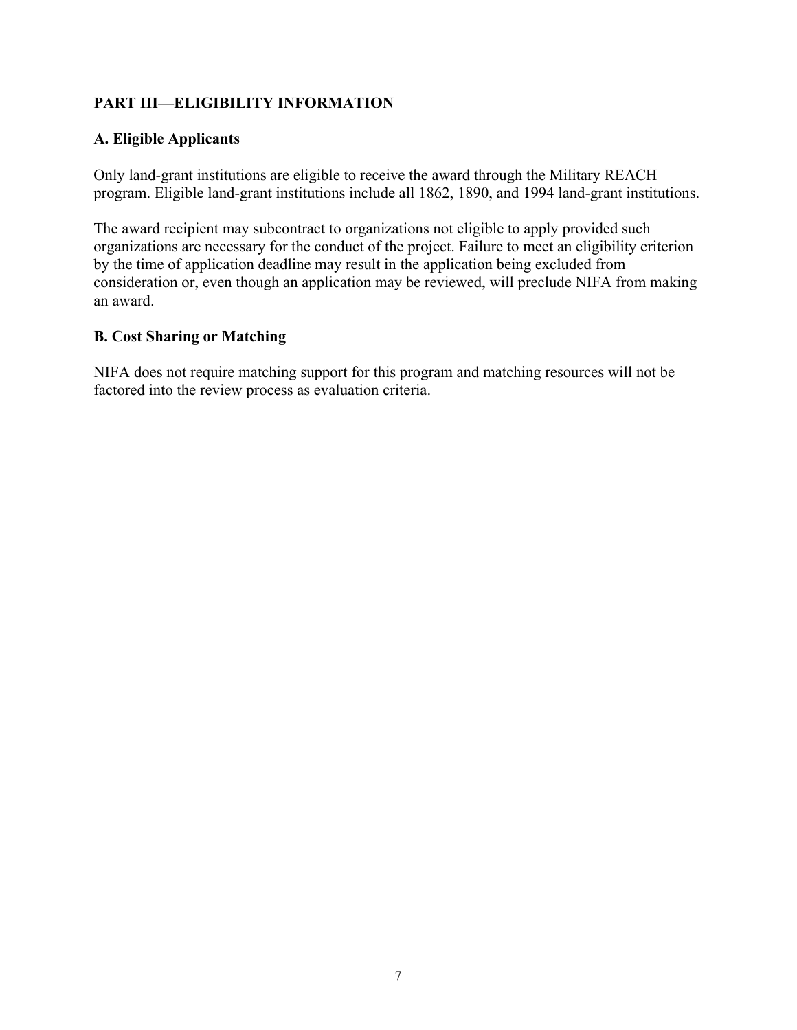## PART III—ELIGIBILITY INFORMATION

### A. Eligible Applicants

Only land-grant institutions are eligible to receive the award through the Military REACH program. Eligible land-grant institutions include all 1862, 1890, and 1994 land-grant institutions.

The award recipient may subcontract to organizations not eligible to apply provided such organizations are necessary for the conduct of the project. Failure to meet an eligibility criterion by the time of application deadline may result in the application being excluded from consideration or, even though an application may be reviewed, will preclude NIFA from making an award.

### B. Cost Sharing or Matching

NIFA does not require matching support for this program and matching resources will not be factored into the review process as evaluation criteria.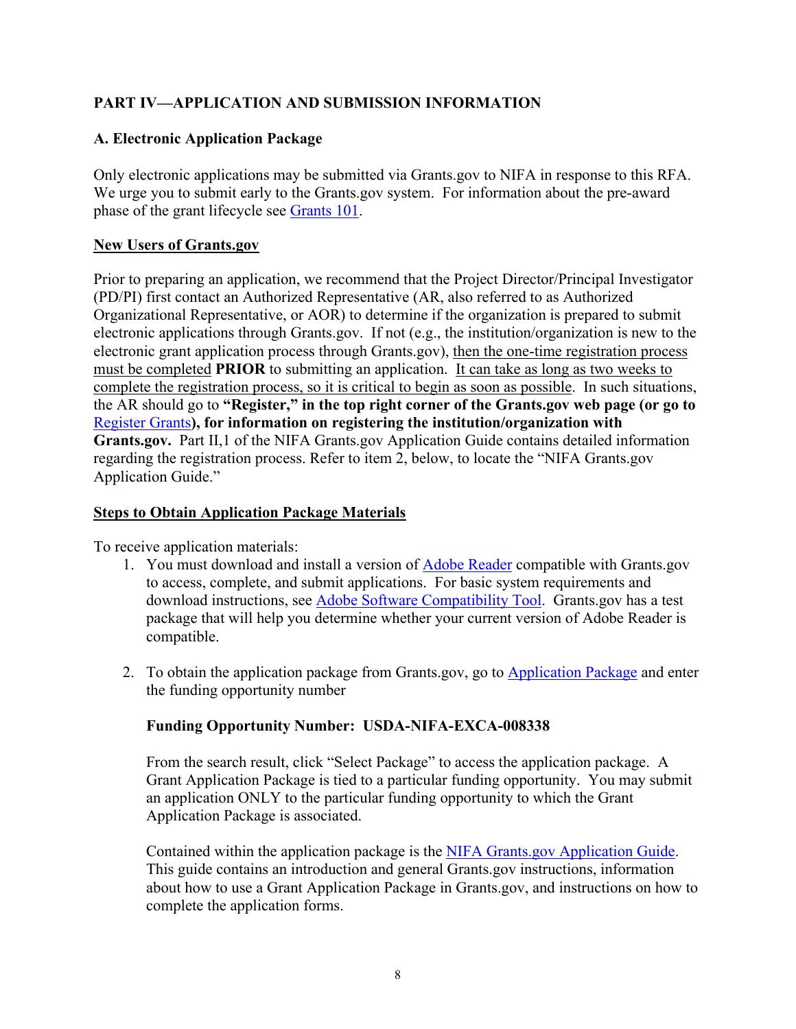## PART IV—APPLICATION AND SUBMISSION INFORMATION

### A. Electronic Application Package

Only electronic applications may be submitted via Grants.gov to NIFA in response to this RFA. We urge you to submit early to the Grants.gov system. For information about the pre-award phase of the grant lifecycle see Grants 101.

**New Users of Grants.gov**

Prior to preparing an application, we recommend that the Project Director/Principal Investigator (PD/PI) first contact an Authorized Representative (AR, also referred to as Authorized Organizational Representative, or AOR) to determine if the organization is prepared to submit electronic applications through Grants.gov. If not (e.g., the institution/organization is new to the electronic grant application process through Grants.gov), then the one-time registration process must be completed **PRIOR** to submitting an application. It can take as long as two weeks to complete the registration process, so it is critical to begin as soon as possible. In such situations, the AR should go to **"Register," in the top right corner of the Grants.gov web page (or go to Register Grants), for information on registering the institution/organization with Grants.gov.** Part II,1 of the NIFA Grants.gov Application Guide contains detailed information regarding the registration process. Refer to item 2, below, to locate the "NIFA Grants.gov Application Guide."

**Steps to Obtain Application Package Materials**

To receive application materials:

1. You must download and install a version of Adobe Reader compatible with Grants.gov to access, complete, and submit applications. For basic system requirements and download instructions, see Adobe Software Compatibility Tool. Grants.gov has a test package that will help you determine whether your current version of Adobe Reader is compatible.

2. To obtain the application package from Grants.gov, go to Application Package and enter the funding opportunity number

   **Funding Opportunity Number: USDA-NIFA-EXCA-008338**

   From the search result, click "Select Package" to access the application package. A Grant Application Package is tied to a particular funding opportunity. You may submit an application ONLY to the particular funding opportunity to which the Grant Application Package is associated.

   Contained within the application package is the NIFA Grants.gov Application Guide. This guide contains an introduction and general Grants.gov instructions, information about how to use a Grant Application Package in Grants.gov, and instructions on how to complete the application forms.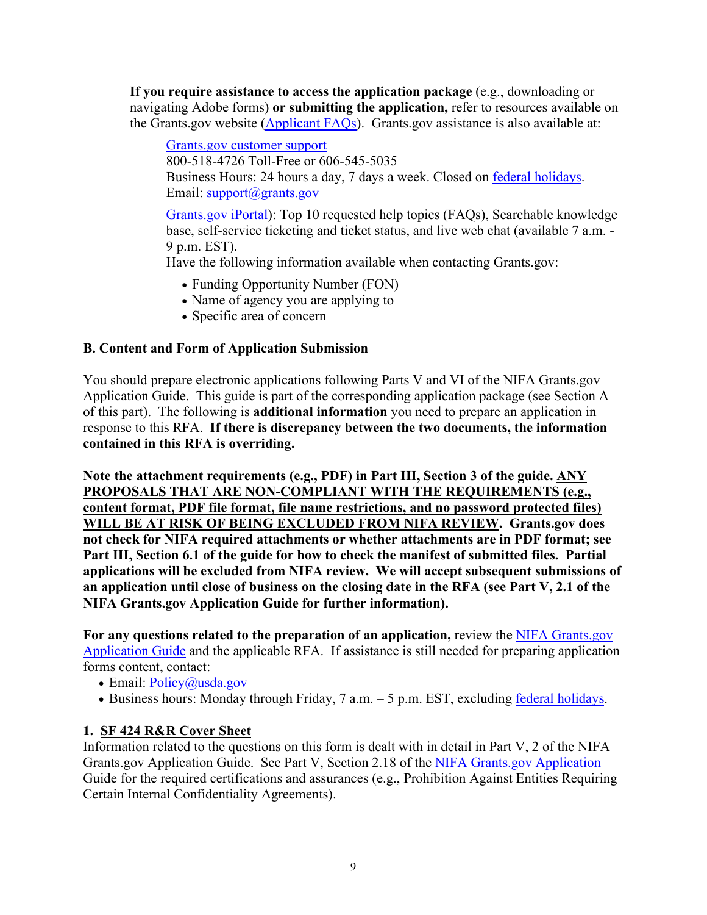**If you require assistance to access the application package** (e.g., downloading or navigating Adobe forms) **or submitting the application,** refer to resources available on the Grants.gov website (Applicant FAQs). Grants.gov assistance is also available at:

Grants.gov customer support
800-518-4726 Toll-Free or 606-545-5035
Business Hours: 24 hours a day, 7 days a week. Closed on federal holidays.
Email: support@grants.gov

Grants.gov iPortal): Top 10 requested help topics (FAQs), Searchable knowledge base, self-service ticketing and ticket status, and live web chat (available 7 a.m. - 9 p.m. EST).
Have the following information available when contacting Grants.gov:

- Funding Opportunity Number (FON)
- Name of agency you are applying to
- Specific area of concern

### B. Content and Form of Application Submission

You should prepare electronic applications following Parts V and VI of the NIFA Grants.gov Application Guide. This guide is part of the corresponding application package (see Section A of this part). The following is **additional information** you need to prepare an application in response to this RFA. **If there is discrepancy between the two documents, the information contained in this RFA is overriding.**

**Note the attachment requirements (e.g., PDF) in Part III, Section 3 of the guide. ANY PROPOSALS THAT ARE NON-COMPLIANT WITH THE REQUIREMENTS (e.g., content format, PDF file format, file name restrictions, and no password protected files) WILL BE AT RISK OF BEING EXCLUDED FROM NIFA REVIEW. Grants.gov does not check for NIFA required attachments or whether attachments are in PDF format; see Part III, Section 6.1 of the guide for how to check the manifest of submitted files. Partial applications will be excluded from NIFA review. We will accept subsequent submissions of an application until close of business on the closing date in the RFA (see Part V, 2.1 of the NIFA Grants.gov Application Guide for further information).**

**For any questions related to the preparation of an application,** review the NIFA Grants.gov Application Guide and the applicable RFA. If assistance is still needed for preparing application forms content, contact:

- Email: Policy@usda.gov
- Business hours: Monday through Friday, 7 a.m. – 5 p.m. EST, excluding federal holidays.

#### 1. SF 424 R&R Cover Sheet

Information related to the questions on this form is dealt with in detail in Part V, 2 of the NIFA Grants.gov Application Guide. See Part V, Section 2.18 of the NIFA Grants.gov Application Guide for the required certifications and assurances (e.g., Prohibition Against Entities Requiring Certain Internal Confidentiality Agreements).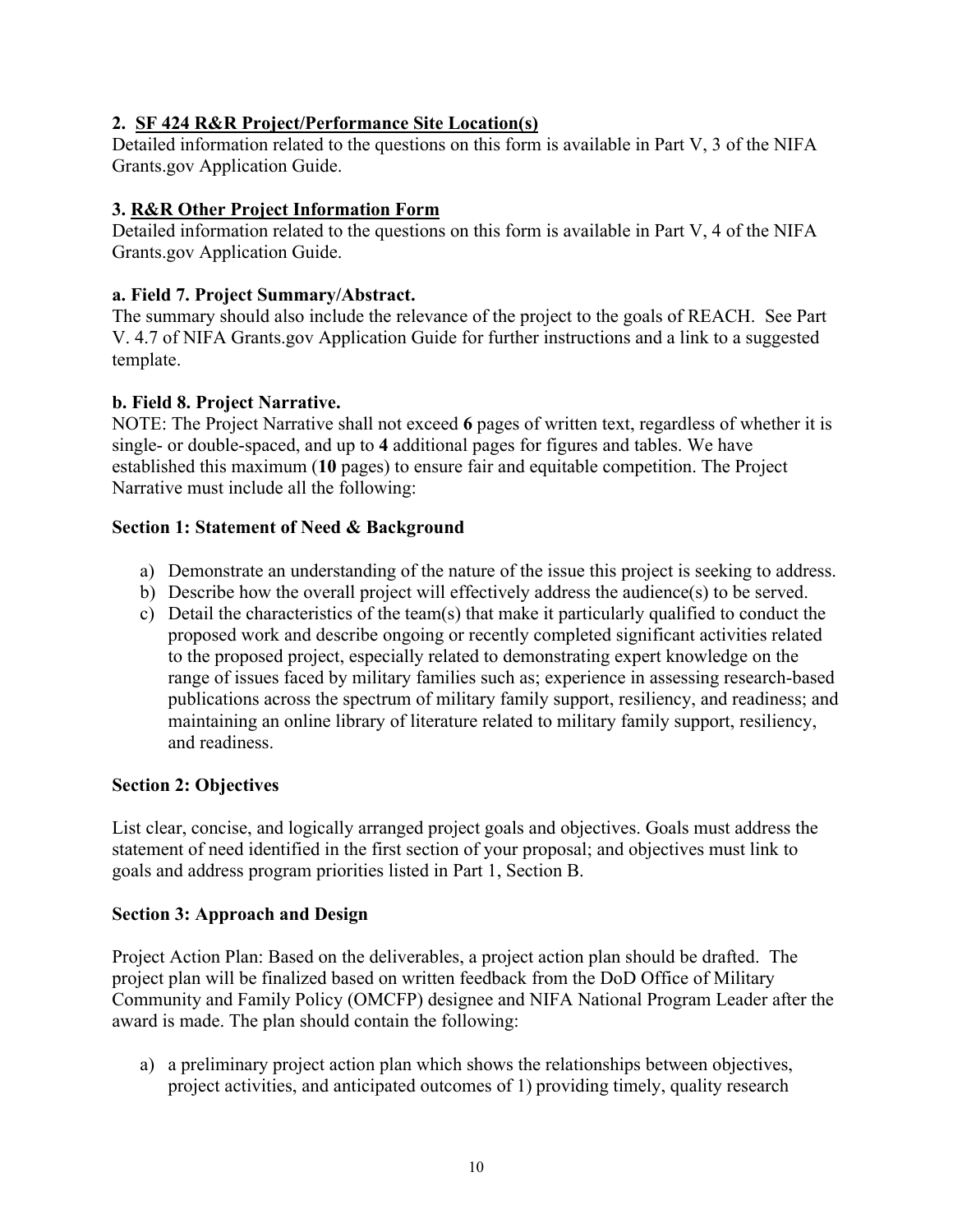**2. SF 424 R&R Project/Performance Site Location(s)**

Detailed information related to the questions on this form is available in Part V, 3 of the NIFA Grants.gov Application Guide.

**3. R&R Other Project Information Form**

Detailed information related to the questions on this form is available in Part V, 4 of the NIFA Grants.gov Application Guide.

**a. Field 7. Project Summary/Abstract.**

The summary should also include the relevance of the project to the goals of REACH. See Part V. 4.7 of NIFA Grants.gov Application Guide for further instructions and a link to a suggested template.

**b. Field 8. Project Narrative.**

NOTE: The Project Narrative shall not exceed **6** pages of written text, regardless of whether it is single- or double-spaced, and up to **4** additional pages for figures and tables. We have established this maximum (**10** pages) to ensure fair and equitable competition. The Project Narrative must include all the following:

**Section 1: Statement of Need & Background**

a) Demonstrate an understanding of the nature of the issue this project is seeking to address.
b) Describe how the overall project will effectively address the audience(s) to be served.
c) Detail the characteristics of the team(s) that make it particularly qualified to conduct the proposed work and describe ongoing or recently completed significant activities related to the proposed project, especially related to demonstrating expert knowledge on the range of issues faced by military families such as; experience in assessing research-based publications across the spectrum of military family support, resiliency, and readiness; and maintaining an online library of literature related to military family support, resiliency, and readiness.

**Section 2: Objectives**

List clear, concise, and logically arranged project goals and objectives. Goals must address the statement of need identified in the first section of your proposal; and objectives must link to goals and address program priorities listed in Part 1, Section B.

**Section 3: Approach and Design**

Project Action Plan: Based on the deliverables, a project action plan should be drafted. The project plan will be finalized based on written feedback from the DoD Office of Military Community and Family Policy (OMCFP) designee and NIFA National Program Leader after the award is made. The plan should contain the following:

a) a preliminary project action plan which shows the relationships between objectives, project activities, and anticipated outcomes of 1) providing timely, quality research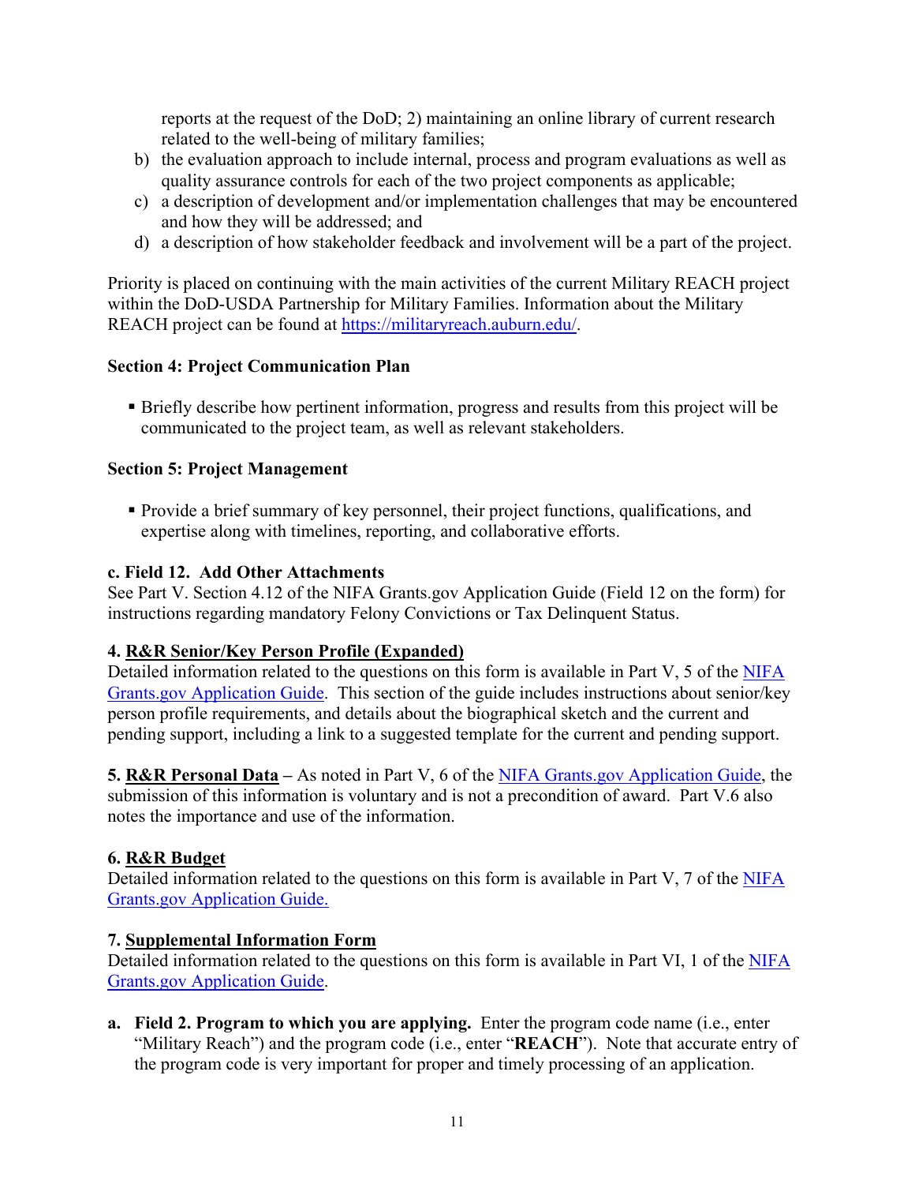reports at the request of the DoD; 2) maintaining an online library of current research related to the well-being of military families;

b) the evaluation approach to include internal, process and program evaluations as well as quality assurance controls for each of the two project components as applicable;

c) a description of development and/or implementation challenges that may be encountered and how they will be addressed; and

d) a description of how stakeholder feedback and involvement will be a part of the project.

Priority is placed on continuing with the main activities of the current Military REACH project within the DoD-USDA Partnership for Military Families. Information about the Military REACH project can be found at [https://militaryreach.auburn.edu/](https://militaryreach.auburn.edu/).

**Section 4: Project Communication Plan**

- Briefly describe how pertinent information, progress and results from this project will be communicated to the project team, as well as relevant stakeholders.

**Section 5: Project Management**

- Provide a brief summary of key personnel, their project functions, qualifications, and expertise along with timelines, reporting, and collaborative efforts.

**c. Field 12. Add Other Attachments**

See Part V. Section 4.12 of the NIFA Grants.gov Application Guide (Field 12 on the form) for instructions regarding mandatory Felony Convictions or Tax Delinquent Status.

**4. <u>R&R Senior/Key Person Profile (Expanded)</u>**

Detailed information related to the questions on this form is available in Part V, 5 of the NIFA Grants.gov Application Guide. This section of the guide includes instructions about senior/key person profile requirements, and details about the biographical sketch and the current and pending support, including a link to a suggested template for the current and pending support.

**5. <u>R&R Personal Data</u> –** As noted in Part V, 6 of the NIFA Grants.gov Application Guide, the submission of this information is voluntary and is not a precondition of award. Part V.6 also notes the importance and use of the information.

**6. <u>R&R Budget</u>**

Detailed information related to the questions on this form is available in Part V, 7 of the NIFA Grants.gov Application Guide.

**7. <u>Supplemental Information Form</u>**

Detailed information related to the questions on this form is available in Part VI, 1 of the NIFA Grants.gov Application Guide.

**a. Field 2. Program to which you are applying.** Enter the program code name (i.e., enter "Military Reach") and the program code (i.e., enter "**REACH**"). Note that accurate entry of the program code is very important for proper and timely processing of an application.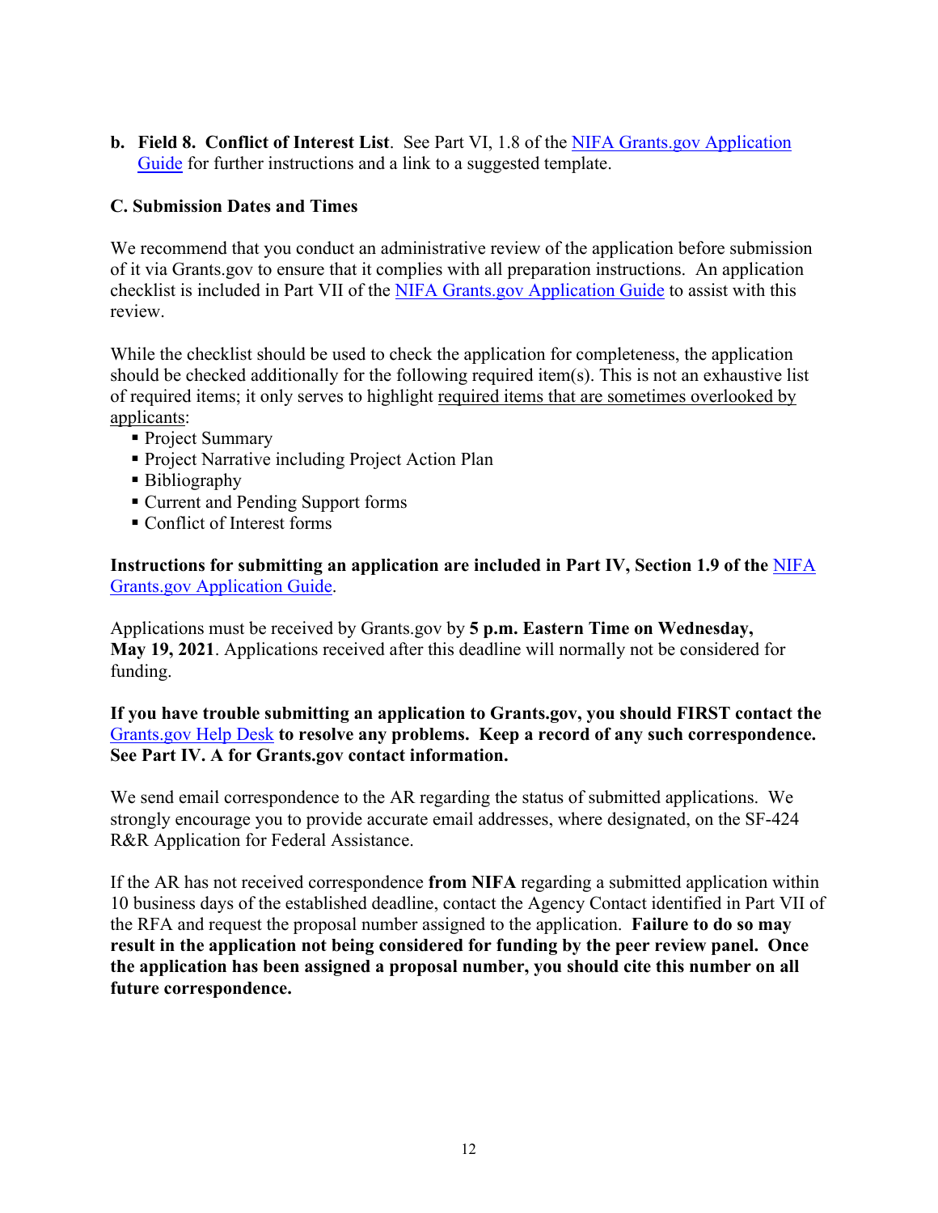**b. Field 8. Conflict of Interest List**. See Part VI, 1.8 of the NIFA Grants.gov Application Guide for further instructions and a link to a suggested template.

### C. Submission Dates and Times

We recommend that you conduct an administrative review of the application before submission of it via Grants.gov to ensure that it complies with all preparation instructions. An application checklist is included in Part VII of the NIFA Grants.gov Application Guide to assist with this review.

While the checklist should be used to check the application for completeness, the application should be checked additionally for the following required item(s). This is not an exhaustive list of required items; it only serves to highlight required items that are sometimes overlooked by applicants:

- Project Summary
- Project Narrative including Project Action Plan
- Bibliography
- Current and Pending Support forms
- Conflict of Interest forms

**Instructions for submitting an application are included in Part IV, Section 1.9 of the** NIFA Grants.gov Application Guide.

Applications must be received by Grants.gov by **5 p.m. Eastern Time on Wednesday, May 19, 2021**. Applications received after this deadline will normally not be considered for funding.

**If you have trouble submitting an application to Grants.gov, you should FIRST contact the** Grants.gov Help Desk **to resolve any problems. Keep a record of any such correspondence. See Part IV. A for Grants.gov contact information.**

We send email correspondence to the AR regarding the status of submitted applications. We strongly encourage you to provide accurate email addresses, where designated, on the SF-424 R&R Application for Federal Assistance.

If the AR has not received correspondence **from NIFA** regarding a submitted application within 10 business days of the established deadline, contact the Agency Contact identified in Part VII of the RFA and request the proposal number assigned to the application. **Failure to do so may result in the application not being considered for funding by the peer review panel. Once the application has been assigned a proposal number, you should cite this number on all future correspondence.**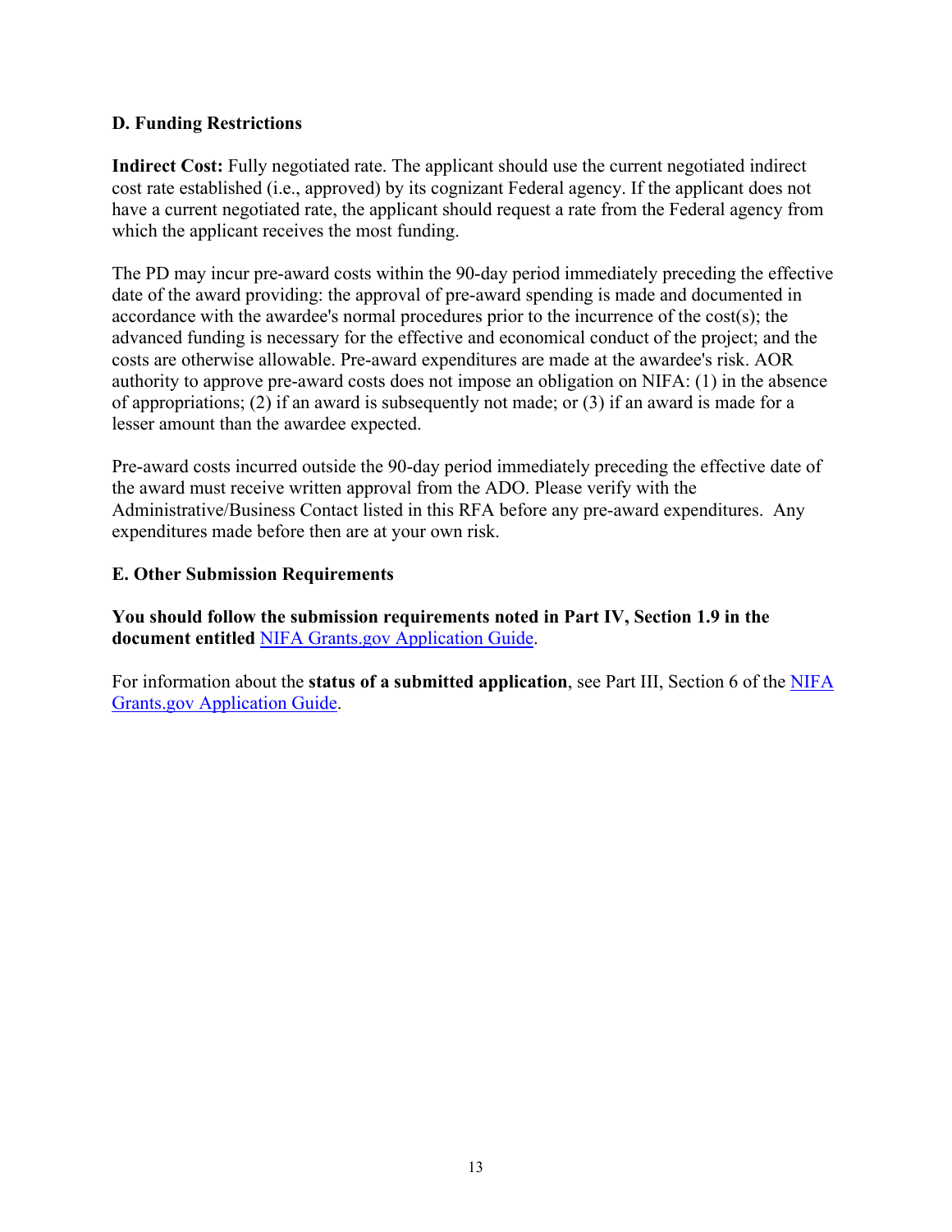### D. Funding Restrictions

**Indirect Cost:** Fully negotiated rate. The applicant should use the current negotiated indirect cost rate established (i.e., approved) by its cognizant Federal agency. If the applicant does not have a current negotiated rate, the applicant should request a rate from the Federal agency from which the applicant receives the most funding.

The PD may incur pre-award costs within the 90-day period immediately preceding the effective date of the award providing: the approval of pre-award spending is made and documented in accordance with the awardee's normal procedures prior to the incurrence of the cost(s); the advanced funding is necessary for the effective and economical conduct of the project; and the costs are otherwise allowable. Pre-award expenditures are made at the awardee's risk. AOR authority to approve pre-award costs does not impose an obligation on NIFA: (1) in the absence of appropriations; (2) if an award is subsequently not made; or (3) if an award is made for a lesser amount than the awardee expected.

Pre-award costs incurred outside the 90-day period immediately preceding the effective date of the award must receive written approval from the ADO. Please verify with the Administrative/Business Contact listed in this RFA before any pre-award expenditures. Any expenditures made before then are at your own risk.

### E. Other Submission Requirements

**You should follow the submission requirements noted in Part IV, Section 1.9 in the document entitled** NIFA Grants.gov Application Guide.

For information about the **status of a submitted application**, see Part III, Section 6 of the NIFA Grants.gov Application Guide.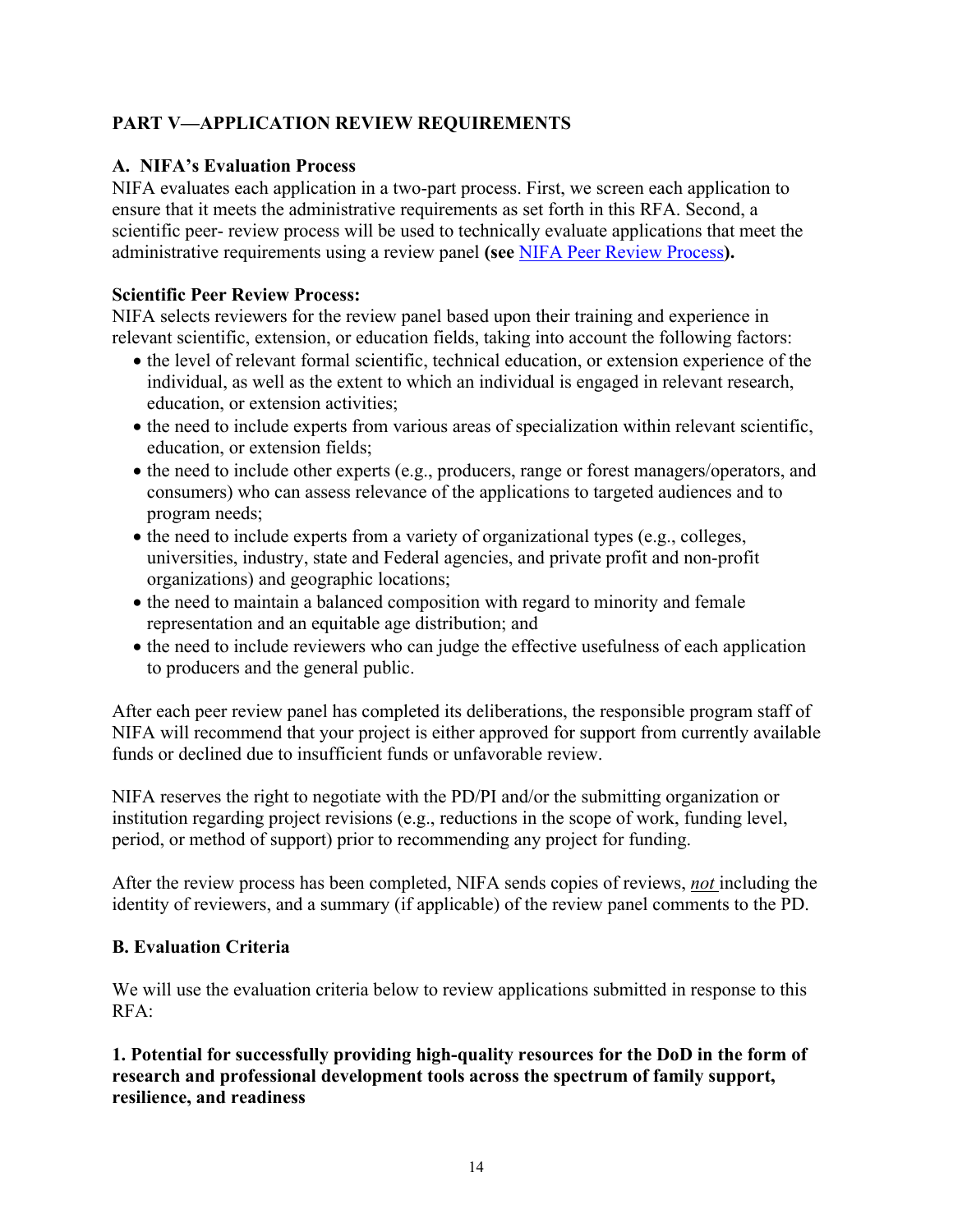## PART V—APPLICATION REVIEW REQUIREMENTS

### A. NIFA's Evaluation Process

NIFA evaluates each application in a two-part process. First, we screen each application to ensure that it meets the administrative requirements as set forth in this RFA. Second, a scientific peer- review process will be used to technically evaluate applications that meet the administrative requirements using a review panel **(see** [NIFA Peer Review Process](NIFA Peer Review Process)**).**

**Scientific Peer Review Process:**

NIFA selects reviewers for the review panel based upon their training and experience in relevant scientific, extension, or education fields, taking into account the following factors:

- the level of relevant formal scientific, technical education, or extension experience of the individual, as well as the extent to which an individual is engaged in relevant research, education, or extension activities;
- the need to include experts from various areas of specialization within relevant scientific, education, or extension fields;
- the need to include other experts (e.g., producers, range or forest managers/operators, and consumers) who can assess relevance of the applications to targeted audiences and to program needs;
- the need to include experts from a variety of organizational types (e.g., colleges, universities, industry, state and Federal agencies, and private profit and non-profit organizations) and geographic locations;
- the need to maintain a balanced composition with regard to minority and female representation and an equitable age distribution; and
- the need to include reviewers who can judge the effective usefulness of each application to producers and the general public.

After each peer review panel has completed its deliberations, the responsible program staff of NIFA will recommend that your project is either approved for support from currently available funds or declined due to insufficient funds or unfavorable review.

NIFA reserves the right to negotiate with the PD/PI and/or the submitting organization or institution regarding project revisions (e.g., reductions in the scope of work, funding level, period, or method of support) prior to recommending any project for funding.

After the review process has been completed, NIFA sends copies of reviews, ***not*** including the identity of reviewers, and a summary (if applicable) of the review panel comments to the PD.

### B. Evaluation Criteria

We will use the evaluation criteria below to review applications submitted in response to this RFA:

**1. Potential for successfully providing high-quality resources for the DoD in the form of research and professional development tools across the spectrum of family support, resilience, and readiness**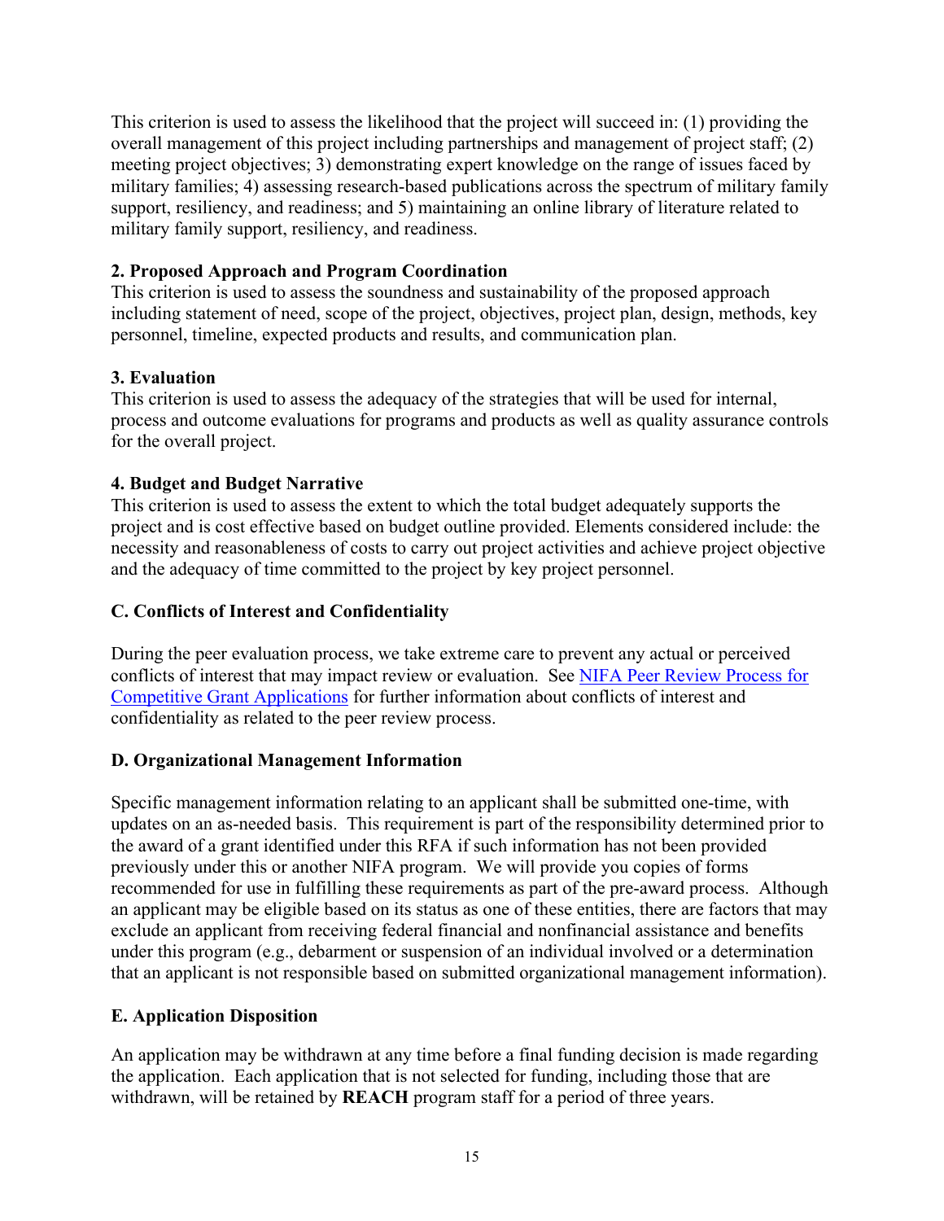This criterion is used to assess the likelihood that the project will succeed in: (1) providing the overall management of this project including partnerships and management of project staff; (2) meeting project objectives; 3) demonstrating expert knowledge on the range of issues faced by military families; 4) assessing research-based publications across the spectrum of military family support, resiliency, and readiness; and 5) maintaining an online library of literature related to military family support, resiliency, and readiness.

**2. Proposed Approach and Program Coordination**
This criterion is used to assess the soundness and sustainability of the proposed approach including statement of need, scope of the project, objectives, project plan, design, methods, key personnel, timeline, expected products and results, and communication plan.

**3. Evaluation**
This criterion is used to assess the adequacy of the strategies that will be used for internal, process and outcome evaluations for programs and products as well as quality assurance controls for the overall project.

**4. Budget and Budget Narrative**
This criterion is used to assess the extent to which the total budget adequately supports the project and is cost effective based on budget outline provided. Elements considered include: the necessity and reasonableness of costs to carry out project activities and achieve project objective and the adequacy of time committed to the project by key project personnel.

### C. Conflicts of Interest and Confidentiality

During the peer evaluation process, we take extreme care to prevent any actual or perceived conflicts of interest that may impact review or evaluation. See [NIFA Peer Review Process for Competitive Grant Applications] for further information about conflicts of interest and confidentiality as related to the peer review process.

### D. Organizational Management Information

Specific management information relating to an applicant shall be submitted one-time, with updates on an as-needed basis. This requirement is part of the responsibility determined prior to the award of a grant identified under this RFA if such information has not been provided previously under this or another NIFA program. We will provide you copies of forms recommended for use in fulfilling these requirements as part of the pre-award process. Although an applicant may be eligible based on its status as one of these entities, there are factors that may exclude an applicant from receiving federal financial and nonfinancial assistance and benefits under this program (e.g., debarment or suspension of an individual involved or a determination that an applicant is not responsible based on submitted organizational management information).

### E. Application Disposition

An application may be withdrawn at any time before a final funding decision is made regarding the application. Each application that is not selected for funding, including those that are withdrawn, will be retained by **REACH** program staff for a period of three years.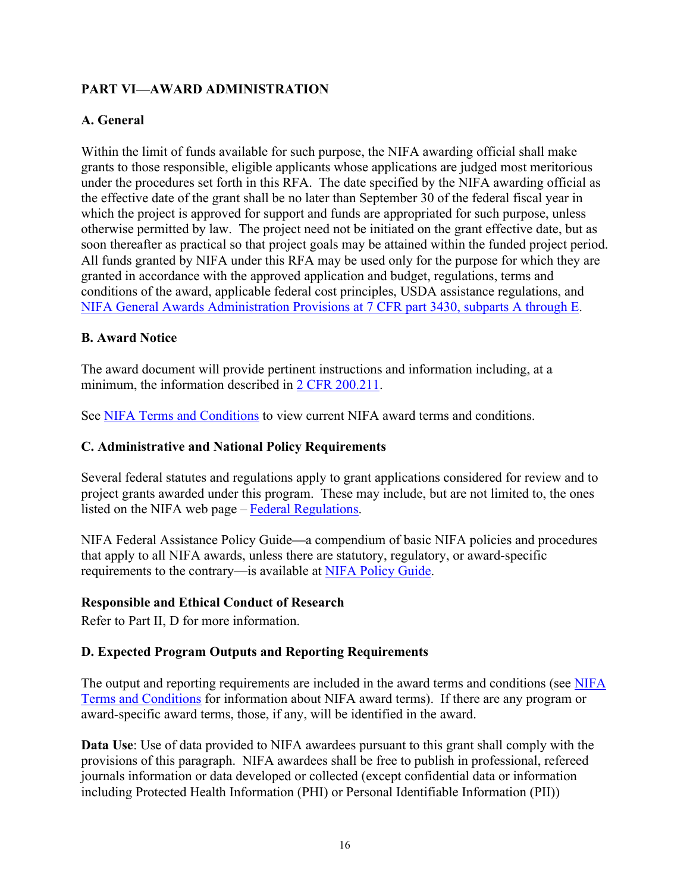## PART VI—AWARD ADMINISTRATION

### A. General

Within the limit of funds available for such purpose, the NIFA awarding official shall make grants to those responsible, eligible applicants whose applications are judged most meritorious under the procedures set forth in this RFA. The date specified by the NIFA awarding official as the effective date of the grant shall be no later than September 30 of the federal fiscal year in which the project is approved for support and funds are appropriated for such purpose, unless otherwise permitted by law. The project need not be initiated on the grant effective date, but as soon thereafter as practical so that project goals may be attained within the funded project period. All funds granted by NIFA under this RFA may be used only for the purpose for which they are granted in accordance with the approved application and budget, regulations, terms and conditions of the award, applicable federal cost principles, USDA assistance regulations, and NIFA General Awards Administration Provisions at 7 CFR part 3430, subparts A through E.

### B. Award Notice

The award document will provide pertinent instructions and information including, at a minimum, the information described in 2 CFR 200.211.

See NIFA Terms and Conditions to view current NIFA award terms and conditions.

### C. Administrative and National Policy Requirements

Several federal statutes and regulations apply to grant applications considered for review and to project grants awarded under this program. These may include, but are not limited to, the ones listed on the NIFA web page – Federal Regulations.

NIFA Federal Assistance Policy Guide—a compendium of basic NIFA policies and procedures that apply to all NIFA awards, unless there are statutory, regulatory, or award-specific requirements to the contrary—is available at NIFA Policy Guide.

**Responsible and Ethical Conduct of Research**

Refer to Part II, D for more information.

### D. Expected Program Outputs and Reporting Requirements

The output and reporting requirements are included in the award terms and conditions (see NIFA Terms and Conditions for information about NIFA award terms). If there are any program or award-specific award terms, those, if any, will be identified in the award.

**Data Use**: Use of data provided to NIFA awardees pursuant to this grant shall comply with the provisions of this paragraph. NIFA awardees shall be free to publish in professional, refereed journals information or data developed or collected (except confidential data or information including Protected Health Information (PHI) or Personal Identifiable Information (PII))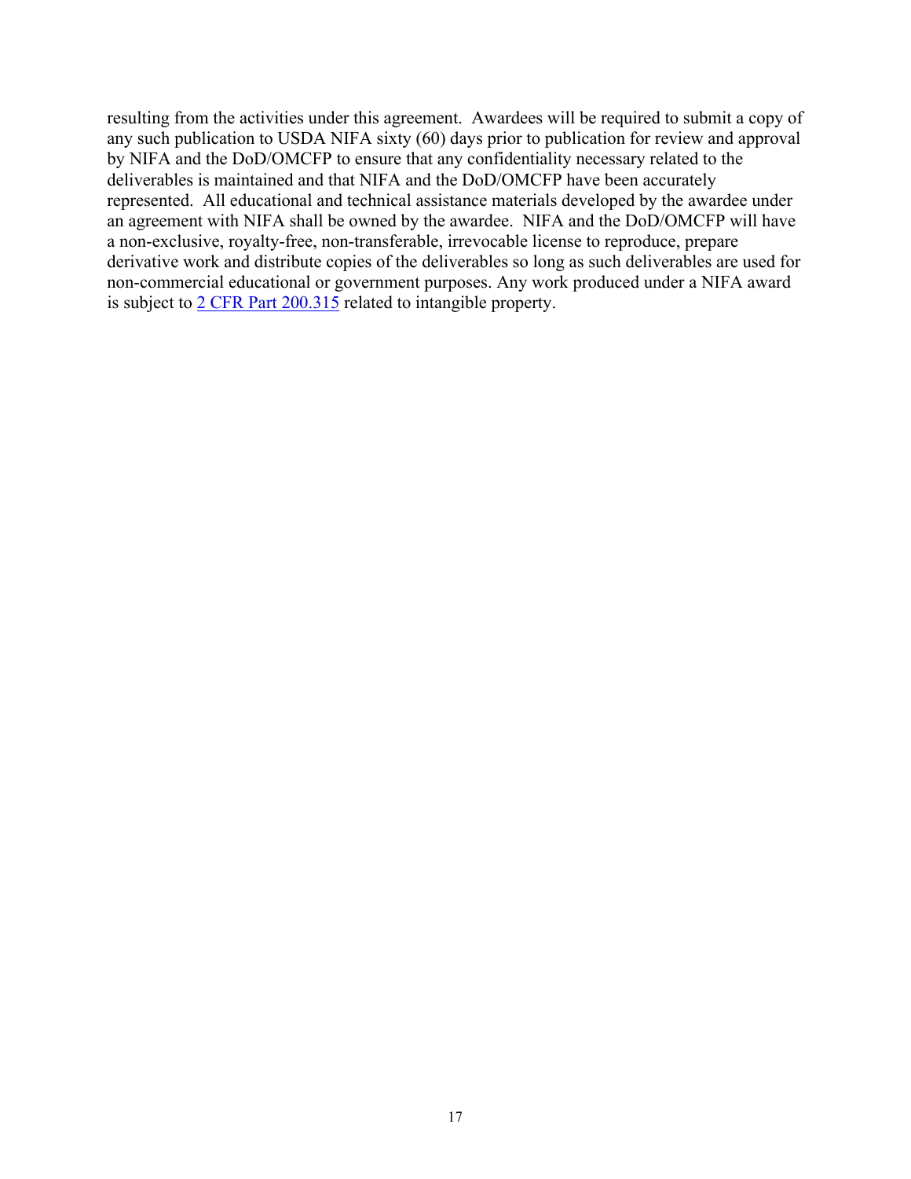resulting from the activities under this agreement. Awardees will be required to submit a copy of any such publication to USDA NIFA sixty (60) days prior to publication for review and approval by NIFA and the DoD/OMCFP to ensure that any confidentiality necessary related to the deliverables is maintained and that NIFA and the DoD/OMCFP have been accurately represented. All educational and technical assistance materials developed by the awardee under an agreement with NIFA shall be owned by the awardee. NIFA and the DoD/OMCFP will have a non-exclusive, royalty-free, non-transferable, irrevocable license to reproduce, prepare derivative work and distribute copies of the deliverables so long as such deliverables are used for non-commercial educational or government purposes. Any work produced under a NIFA award is subject to 2 CFR Part 200.315 related to intangible property.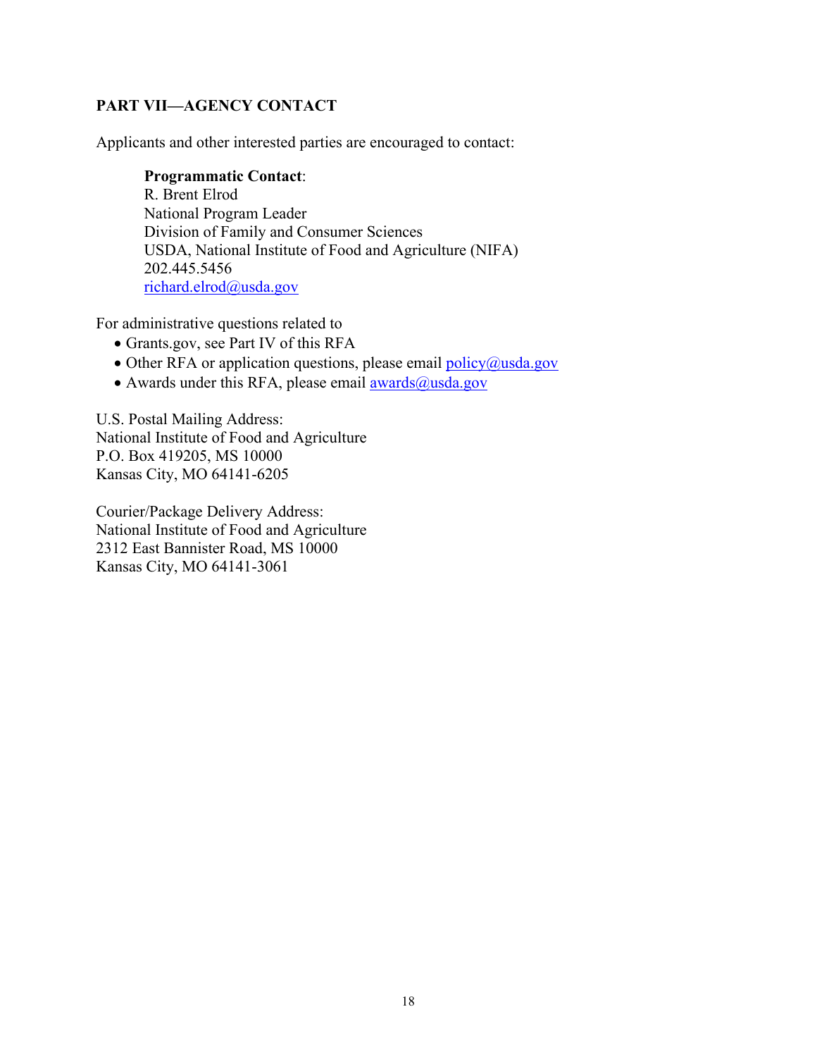## PART VII—AGENCY CONTACT

Applicants and other interested parties are encouraged to contact:

> **Programmatic Contact**:
> R. Brent Elrod
> National Program Leader
> Division of Family and Consumer Sciences
> USDA, National Institute of Food and Agriculture (NIFA)
> 202.445.5456
> richard.elrod@usda.gov

For administrative questions related to

- Grants.gov, see Part IV of this RFA
- Other RFA or application questions, please email policy@usda.gov
- Awards under this RFA, please email awards@usda.gov

U.S. Postal Mailing Address:
National Institute of Food and Agriculture
P.O. Box 419205, MS 10000
Kansas City, MO 64141-6205

Courier/Package Delivery Address:
National Institute of Food and Agriculture
2312 East Bannister Road, MS 10000
Kansas City, MO 64141-3061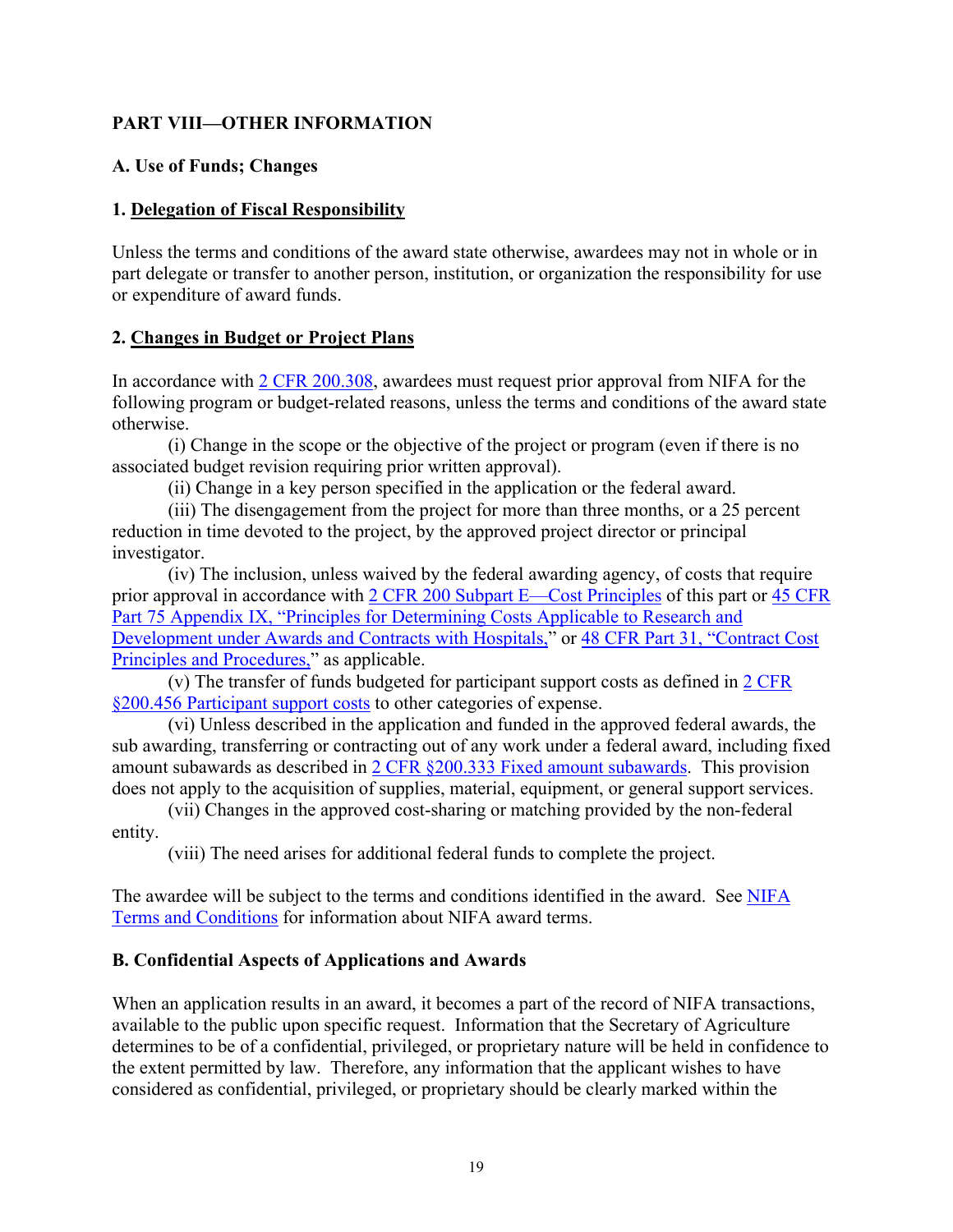## PART VIII—OTHER INFORMATION

### A. Use of Funds; Changes

#### 1. Delegation of Fiscal Responsibility

Unless the terms and conditions of the award state otherwise, awardees may not in whole or in part delegate or transfer to another person, institution, or organization the responsibility for use or expenditure of award funds.

#### 2. Changes in Budget or Project Plans

In accordance with 2 CFR 200.308, awardees must request prior approval from NIFA for the following program or budget-related reasons, unless the terms and conditions of the award state otherwise.

(i) Change in the scope or the objective of the project or program (even if there is no associated budget revision requiring prior written approval).

(ii) Change in a key person specified in the application or the federal award.

(iii) The disengagement from the project for more than three months, or a 25 percent reduction in time devoted to the project, by the approved project director or principal investigator.

(iv) The inclusion, unless waived by the federal awarding agency, of costs that require prior approval in accordance with 2 CFR 200 Subpart E—Cost Principles of this part or 45 CFR Part 75 Appendix IX, "Principles for Determining Costs Applicable to Research and Development under Awards and Contracts with Hospitals," or 48 CFR Part 31, "Contract Cost Principles and Procedures," as applicable.

(v) The transfer of funds budgeted for participant support costs as defined in 2 CFR §200.456 Participant support costs to other categories of expense.

(vi) Unless described in the application and funded in the approved federal awards, the sub awarding, transferring or contracting out of any work under a federal award, including fixed amount subawards as described in 2 CFR §200.333 Fixed amount subawards. This provision does not apply to the acquisition of supplies, material, equipment, or general support services.

(vii) Changes in the approved cost-sharing or matching provided by the non-federal entity.

(viii) The need arises for additional federal funds to complete the project.

The awardee will be subject to the terms and conditions identified in the award. See NIFA Terms and Conditions for information about NIFA award terms.

### B. Confidential Aspects of Applications and Awards

When an application results in an award, it becomes a part of the record of NIFA transactions, available to the public upon specific request. Information that the Secretary of Agriculture determines to be of a confidential, privileged, or proprietary nature will be held in confidence to the extent permitted by law. Therefore, any information that the applicant wishes to have considered as confidential, privileged, or proprietary should be clearly marked within the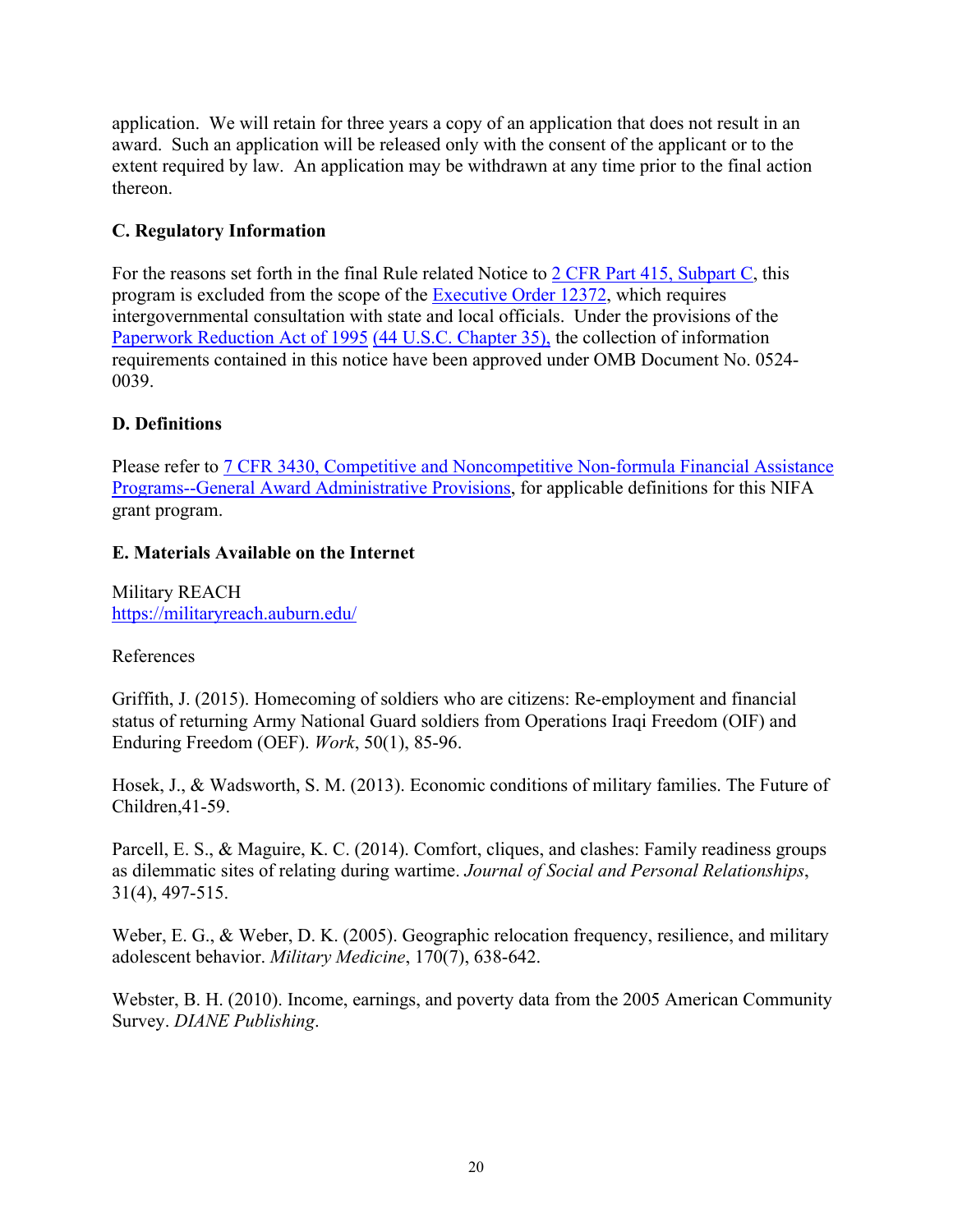application. We will retain for three years a copy of an application that does not result in an award. Such an application will be released only with the consent of the applicant or to the extent required by law. An application may be withdrawn at any time prior to the final action thereon.

### C. Regulatory Information

For the reasons set forth in the final Rule related Notice to 2 CFR Part 415, Subpart C, this program is excluded from the scope of the Executive Order 12372, which requires intergovernmental consultation with state and local officials. Under the provisions of the Paperwork Reduction Act of 1995 (44 U.S.C. Chapter 35), the collection of information requirements contained in this notice have been approved under OMB Document No. 0524-0039.

### D. Definitions

Please refer to 7 CFR 3430, Competitive and Noncompetitive Non-formula Financial Assistance Programs--General Award Administrative Provisions, for applicable definitions for this NIFA grant program.

### E. Materials Available on the Internet

Military REACH
https://militaryreach.auburn.edu/

References

Griffith, J. (2015). Homecoming of soldiers who are citizens: Re-employment and financial status of returning Army National Guard soldiers from Operations Iraqi Freedom (OIF) and Enduring Freedom (OEF). *Work*, 50(1), 85-96.

Hosek, J., & Wadsworth, S. M. (2013). Economic conditions of military families. The Future of Children,41-59.

Parcell, E. S., & Maguire, K. C. (2014). Comfort, cliques, and clashes: Family readiness groups as dilemmatic sites of relating during wartime. *Journal of Social and Personal Relationships*, 31(4), 497-515.

Weber, E. G., & Weber, D. K. (2005). Geographic relocation frequency, resilience, and military adolescent behavior. *Military Medicine*, 170(7), 638-642.

Webster, B. H. (2010). Income, earnings, and poverty data from the 2005 American Community Survey. *DIANE Publishing*.